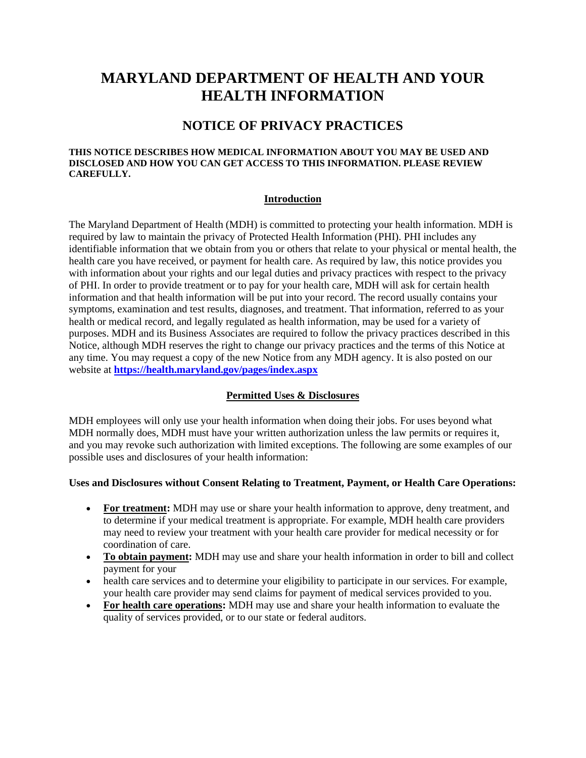# MARYLAND DEPARTMENT OF HEALTH AND YOUR HEALTH INFORMATION

## NOTICE OF PRIVACY PRACTICES

**THIS NOTICE DESCRIBES HOW MEDICAL INFORMATION ABOUT YOU MAY BE USED AND DISCLOSED AND HOW YOU CAN GET ACCESS TO THIS INFORMATION. PLEASE REVIEW CAREFULLY.**

### Introduction

The Maryland Department of Health (MDH) is committed to protecting your health information. MDH is required by law to maintain the privacy of Protected Health Information (PHI). PHI includes any identifiable information that we obtain from you or others that relate to your physical or mental health, the health care you have received, or payment for health care. As required by law, this notice provides you with information about your rights and our legal duties and privacy practices with respect to the privacy of PHI. In order to provide treatment or to pay for your health care, MDH will ask for certain health information and that health information will be put into your record. The record usually contains your symptoms, examination and test results, diagnoses, and treatment. That information, referred to as your health or medical record, and legally regulated as health information, may be used for a variety of purposes. MDH and its Business Associates are required to follow the privacy practices described in this Notice, although MDH reserves the right to change our privacy practices and the terms of this Notice at any time. You may request a copy of the new Notice from any MDH agency. It is also posted on our website at **https://health.maryland.gov/pages/index.aspx**

### Permitted Uses & Disclosures

MDH employees will only use your health information when doing their jobs. For uses beyond what MDH normally does, MDH must have your written authorization unless the law permits or requires it, and you may revoke such authorization with limited exceptions. The following are some examples of our possible uses and disclosures of your health information:

**Uses and Disclosures without Consent Relating to Treatment, Payment, or Health Care Operations:**

- **For treatment:** MDH may use or share your health information to approve, deny treatment, and to determine if your medical treatment is appropriate. For example, MDH health care providers may need to review your treatment with your health care provider for medical necessity or for coordination of care.
- **To obtain payment:** MDH may use and share your health information in order to bill and collect payment for your
- health care services and to determine your eligibility to participate in our services. For example, your health care provider may send claims for payment of medical services provided to you.
- **For health care operations:** MDH may use and share your health information to evaluate the quality of services provided, or to our state or federal auditors.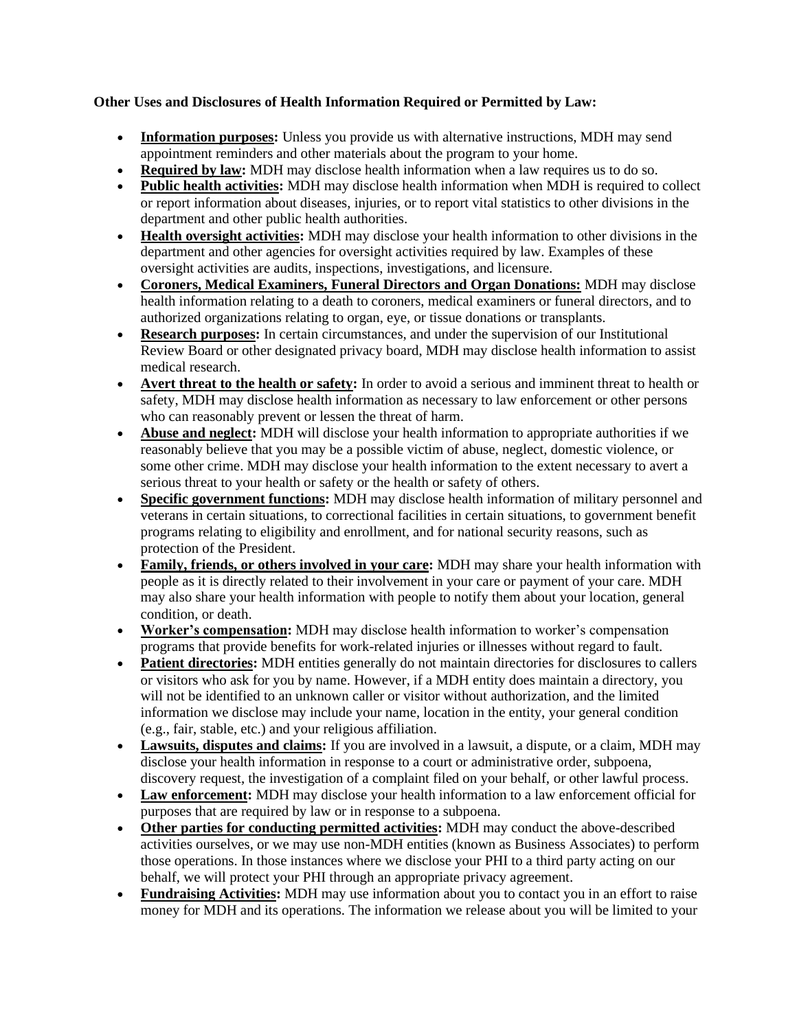**Other Uses and Disclosures of Health Information Required or Permitted by Law:**

- **Information purposes:** Unless you provide us with alternative instructions, MDH may send appointment reminders and other materials about the program to your home.
- **Required by law:** MDH may disclose health information when a law requires us to do so.
- **Public health activities:** MDH may disclose health information when MDH is required to collect or report information about diseases, injuries, or to report vital statistics to other divisions in the department and other public health authorities.
- **Health oversight activities:** MDH may disclose your health information to other divisions in the department and other agencies for oversight activities required by law. Examples of these oversight activities are audits, inspections, investigations, and licensure.
- **Coroners, Medical Examiners, Funeral Directors and Organ Donations:** MDH may disclose health information relating to a death to coroners, medical examiners or funeral directors, and to authorized organizations relating to organ, eye, or tissue donations or transplants.
- **Research purposes:** In certain circumstances, and under the supervision of our Institutional Review Board or other designated privacy board, MDH may disclose health information to assist medical research.
- **Avert threat to the health or safety:** In order to avoid a serious and imminent threat to health or safety, MDH may disclose health information as necessary to law enforcement or other persons who can reasonably prevent or lessen the threat of harm.
- **Abuse and neglect:** MDH will disclose your health information to appropriate authorities if we reasonably believe that you may be a possible victim of abuse, neglect, domestic violence, or some other crime. MDH may disclose your health information to the extent necessary to avert a serious threat to your health or safety or the health or safety of others.
- **Specific government functions:** MDH may disclose health information of military personnel and veterans in certain situations, to correctional facilities in certain situations, to government benefit programs relating to eligibility and enrollment, and for national security reasons, such as protection of the President.
- **Family, friends, or others involved in your care:** MDH may share your health information with people as it is directly related to their involvement in your care or payment of your care. MDH may also share your health information with people to notify them about your location, general condition, or death.
- **Worker's compensation:** MDH may disclose health information to worker's compensation programs that provide benefits for work-related injuries or illnesses without regard to fault.
- **Patient directories:** MDH entities generally do not maintain directories for disclosures to callers or visitors who ask for you by name. However, if a MDH entity does maintain a directory, you will not be identified to an unknown caller or visitor without authorization, and the limited information we disclose may include your name, location in the entity, your general condition (e.g., fair, stable, etc.) and your religious affiliation.
- **Lawsuits, disputes and claims:** If you are involved in a lawsuit, a dispute, or a claim, MDH may disclose your health information in response to a court or administrative order, subpoena, discovery request, the investigation of a complaint filed on your behalf, or other lawful process.
- **Law enforcement:** MDH may disclose your health information to a law enforcement official for purposes that are required by law or in response to a subpoena.
- **Other parties for conducting permitted activities:** MDH may conduct the above-described activities ourselves, or we may use non-MDH entities (known as Business Associates) to perform those operations. In those instances where we disclose your PHI to a third party acting on our behalf, we will protect your PHI through an appropriate privacy agreement.
- **Fundraising Activities:** MDH may use information about you to contact you in an effort to raise money for MDH and its operations. The information we release about you will be limited to your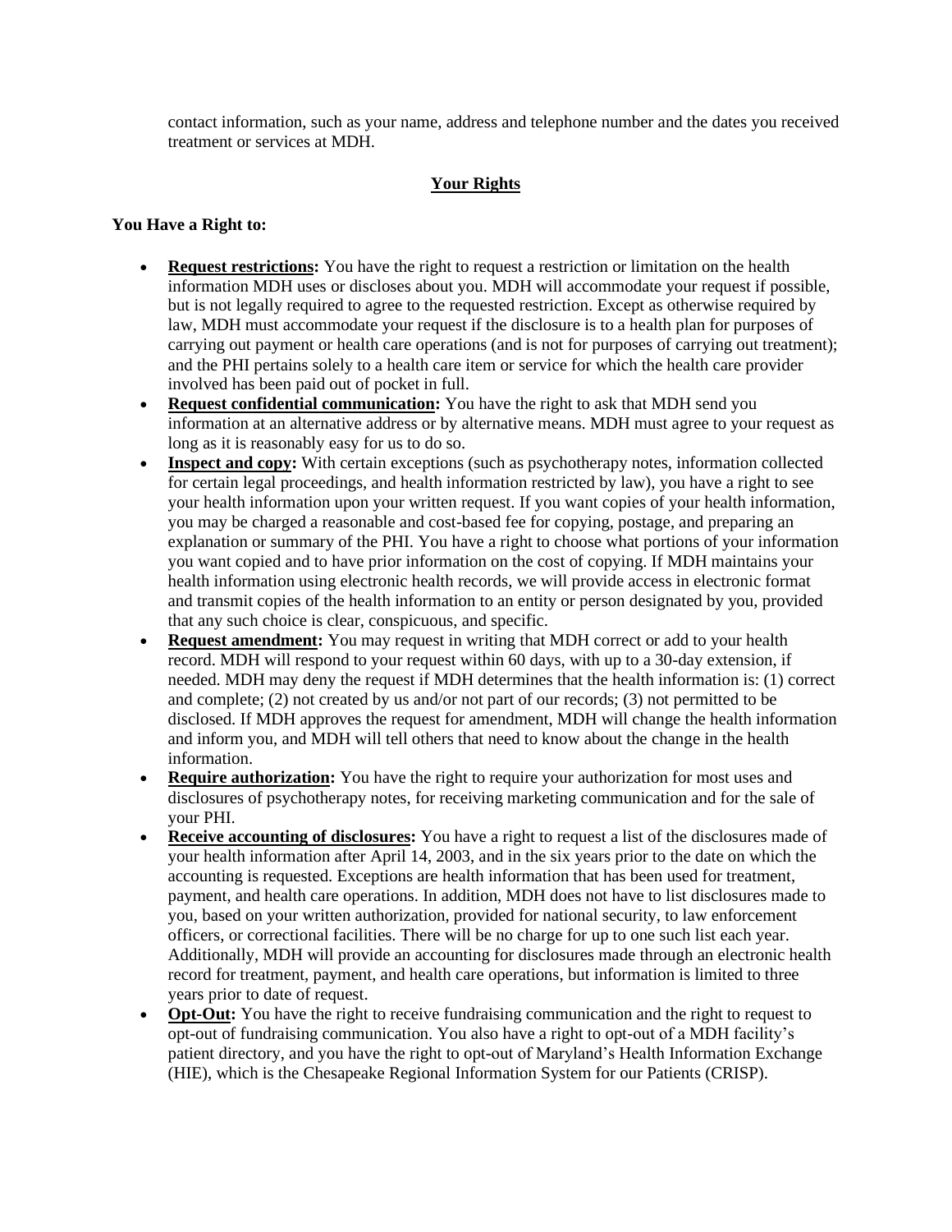contact information, such as your name, address and telephone number and the dates you received treatment or services at MDH.

## Your Rights

**You Have a Right to:**

- **Request restrictions:** You have the right to request a restriction or limitation on the health information MDH uses or discloses about you. MDH will accommodate your request if possible, but is not legally required to agree to the requested restriction. Except as otherwise required by law, MDH must accommodate your request if the disclosure is to a health plan for purposes of carrying out payment or health care operations (and is not for purposes of carrying out treatment); and the PHI pertains solely to a health care item or service for which the health care provider involved has been paid out of pocket in full.
- **Request confidential communication:** You have the right to ask that MDH send you information at an alternative address or by alternative means. MDH must agree to your request as long as it is reasonably easy for us to do so.
- **Inspect and copy:** With certain exceptions (such as psychotherapy notes, information collected for certain legal proceedings, and health information restricted by law), you have a right to see your health information upon your written request. If you want copies of your health information, you may be charged a reasonable and cost-based fee for copying, postage, and preparing an explanation or summary of the PHI. You have a right to choose what portions of your information you want copied and to have prior information on the cost of copying. If MDH maintains your health information using electronic health records, we will provide access in electronic format and transmit copies of the health information to an entity or person designated by you, provided that any such choice is clear, conspicuous, and specific.
- **Request amendment:** You may request in writing that MDH correct or add to your health record. MDH will respond to your request within 60 days, with up to a 30-day extension, if needed. MDH may deny the request if MDH determines that the health information is: (1) correct and complete; (2) not created by us and/or not part of our records; (3) not permitted to be disclosed. If MDH approves the request for amendment, MDH will change the health information and inform you, and MDH will tell others that need to know about the change in the health information.
- **Require authorization:** You have the right to require your authorization for most uses and disclosures of psychotherapy notes, for receiving marketing communication and for the sale of your PHI.
- **Receive accounting of disclosures:** You have a right to request a list of the disclosures made of your health information after April 14, 2003, and in the six years prior to the date on which the accounting is requested. Exceptions are health information that has been used for treatment, payment, and health care operations. In addition, MDH does not have to list disclosures made to you, based on your written authorization, provided for national security, to law enforcement officers, or correctional facilities. There will be no charge for up to one such list each year. Additionally, MDH will provide an accounting for disclosures made through an electronic health record for treatment, payment, and health care operations, but information is limited to three years prior to date of request.
- **Opt-Out:** You have the right to receive fundraising communication and the right to request to opt-out of fundraising communication. You also have a right to opt-out of a MDH facility's patient directory, and you have the right to opt-out of Maryland's Health Information Exchange (HIE), which is the Chesapeake Regional Information System for our Patients (CRISP).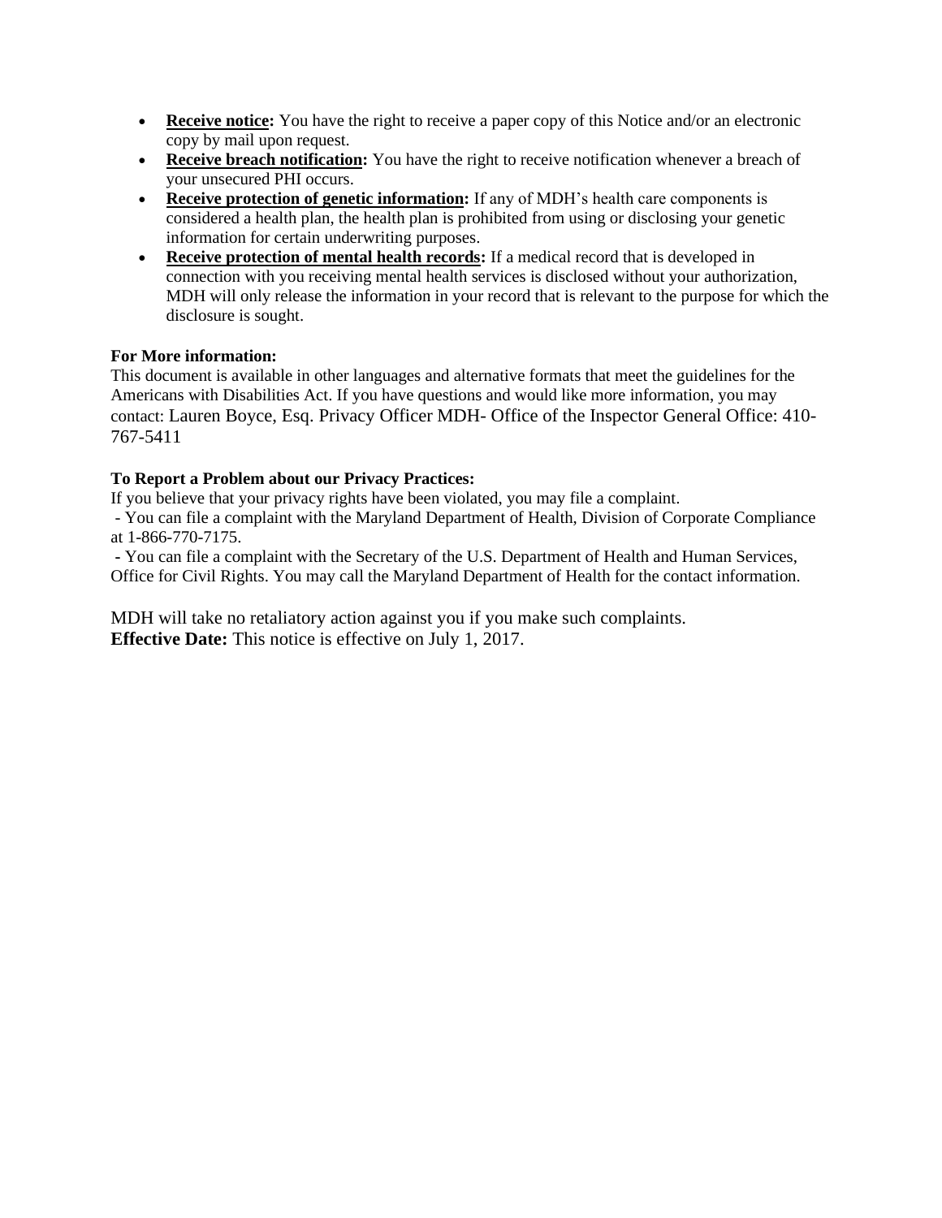- **Receive notice:** You have the right to receive a paper copy of this Notice and/or an electronic copy by mail upon request.
- **Receive breach notification:** You have the right to receive notification whenever a breach of your unsecured PHI occurs.
- **Receive protection of genetic information:** If any of MDH's health care components is considered a health plan, the health plan is prohibited from using or disclosing your genetic information for certain underwriting purposes.
- **Receive protection of mental health records:** If a medical record that is developed in connection with you receiving mental health services is disclosed without your authorization, MDH will only release the information in your record that is relevant to the purpose for which the disclosure is sought.

**For More information:**

This document is available in other languages and alternative formats that meet the guidelines for the Americans with Disabilities Act. If you have questions and would like more information, you may contact: Lauren Boyce, Esq. Privacy Officer MDH- Office of the Inspector General Office: 410-767-5411

**To Report a Problem about our Privacy Practices:**

If you believe that your privacy rights have been violated, you may file a complaint.

- You can file a complaint with the Maryland Department of Health, Division of Corporate Compliance at 1-866-770-7175.
- You can file a complaint with the Secretary of the U.S. Department of Health and Human Services, Office for Civil Rights. You may call the Maryland Department of Health for the contact information.

MDH will take no retaliatory action against you if you make such complaints.

**Effective Date:** This notice is effective on July 1, 2017.